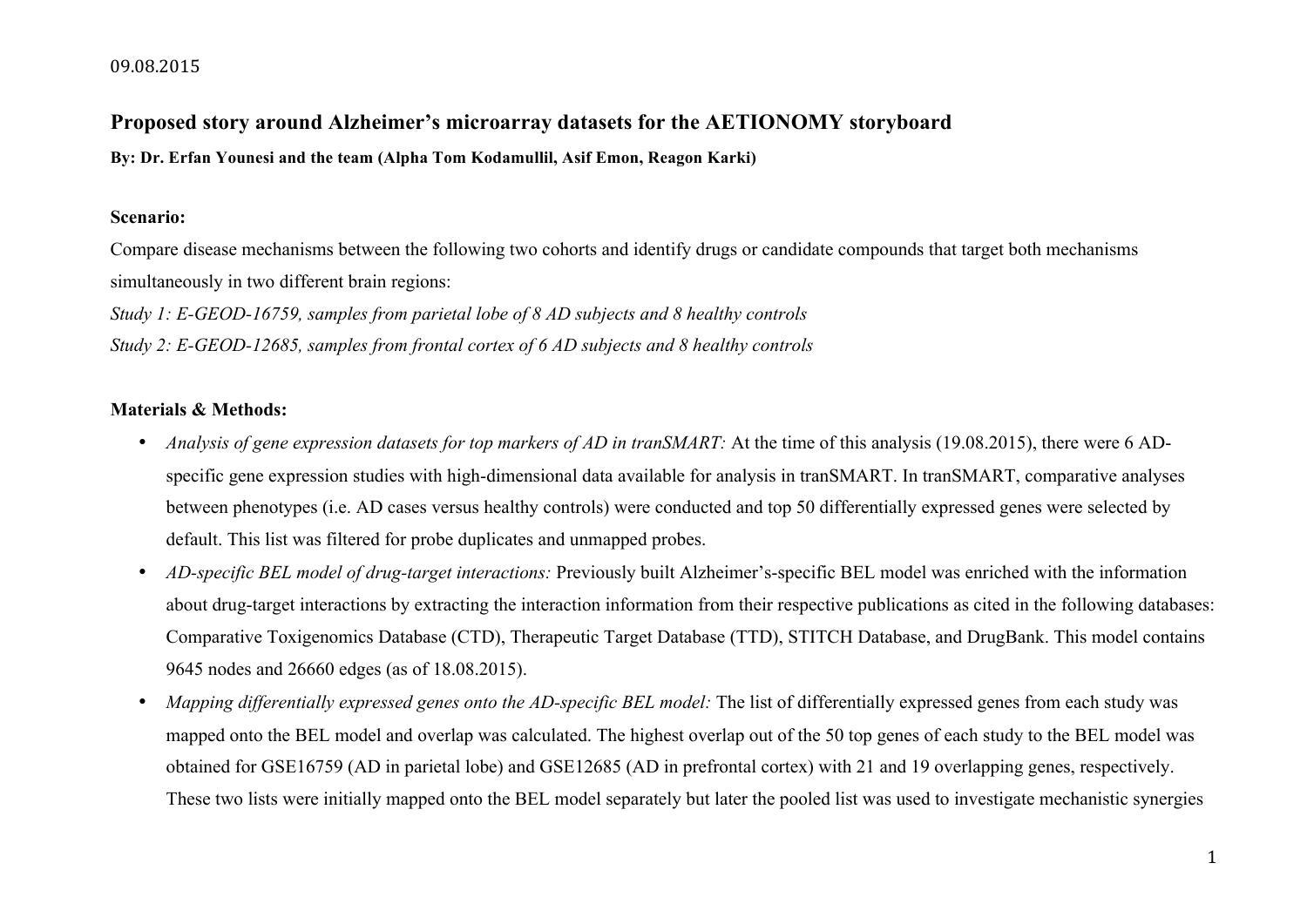09.08.2015

# Proposed story around Alzheimer's microarray datasets for the AETIONOMY storyboard

**By: Dr. Erfan Younesi and the team (Alpha Tom Kodamullil, Asif Emon, Reagon Karki)**

**Scenario:**

Compare disease mechanisms between the following two cohorts and identify drugs or candidate compounds that target both mechanisms simultaneously in two different brain regions:

*Study 1: E-GEOD-16759, samples from parietal lobe of 8 AD subjects and 8 healthy controls*

*Study 2: E-GEOD-12685, samples from frontal cortex of 6 AD subjects and 8 healthy controls*

**Materials & Methods:**

- *Analysis of gene expression datasets for top markers of AD in tranSMART:* At the time of this analysis (19.08.2015), there were 6 AD-specific gene expression studies with high-dimensional data available for analysis in tranSMART. In tranSMART, comparative analyses between phenotypes (i.e. AD cases versus healthy controls) were conducted and top 50 differentially expressed genes were selected by default. This list was filtered for probe duplicates and unmapped probes.
- *AD-specific BEL model of drug-target interactions:* Previously built Alzheimer's-specific BEL model was enriched with the information about drug-target interactions by extracting the interaction information from their respective publications as cited in the following databases: Comparative Toxigenomics Database (CTD), Therapeutic Target Database (TTD), STITCH Database, and DrugBank. This model contains 9645 nodes and 26660 edges (as of 18.08.2015).
- *Mapping differentially expressed genes onto the AD-specific BEL model:* The list of differentially expressed genes from each study was mapped onto the BEL model and overlap was calculated. The highest overlap out of the 50 top genes of each study to the BEL model was obtained for GSE16759 (AD in parietal lobe) and GSE12685 (AD in prefrontal cortex) with 21 and 19 overlapping genes, respectively. These two lists were initially mapped onto the BEL model separately but later the pooled list was used to investigate mechanistic synergies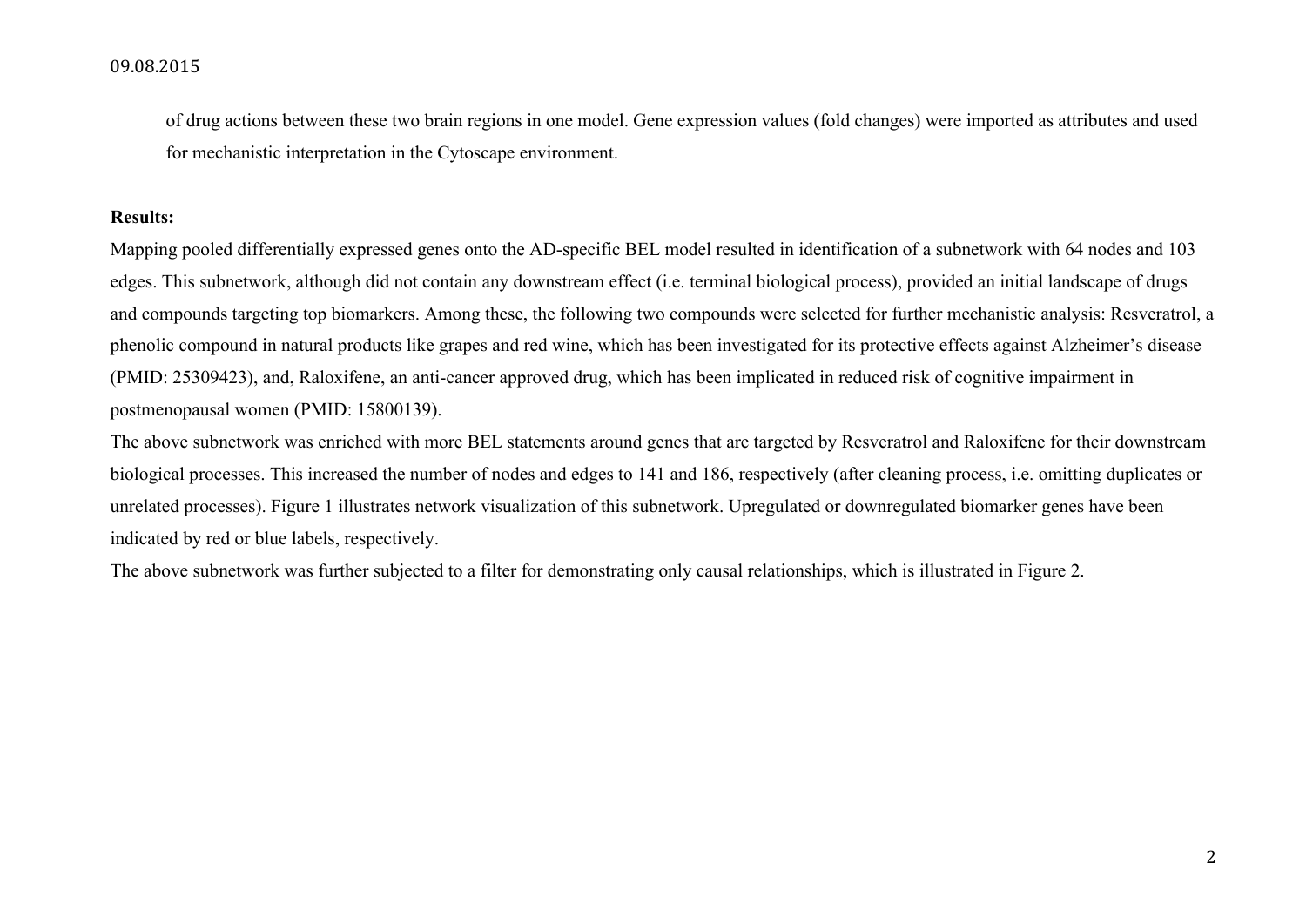of drug actions between these two brain regions in one model. Gene expression values (fold changes) were imported as attributes and used for mechanistic interpretation in the Cytoscape environment.

**Results:**

Mapping pooled differentially expressed genes onto the AD-specific BEL model resulted in identification of a subnetwork with 64 nodes and 103 edges. This subnetwork, although did not contain any downstream effect (i.e. terminal biological process), provided an initial landscape of drugs and compounds targeting top biomarkers. Among these, the following two compounds were selected for further mechanistic analysis: Resveratrol, a phenolic compound in natural products like grapes and red wine, which has been investigated for its protective effects against Alzheimer's disease (PMID: 25309423), and, Raloxifene, an anti-cancer approved drug, which has been implicated in reduced risk of cognitive impairment in postmenopausal women (PMID: 15800139).

The above subnetwork was enriched with more BEL statements around genes that are targeted by Resveratrol and Raloxifene for their downstream biological processes. This increased the number of nodes and edges to 141 and 186, respectively (after cleaning process, i.e. omitting duplicates or unrelated processes). Figure 1 illustrates network visualization of this subnetwork. Upregulated or downregulated biomarker genes have been indicated by red or blue labels, respectively.

The above subnetwork was further subjected to a filter for demonstrating only causal relationships, which is illustrated in Figure 2.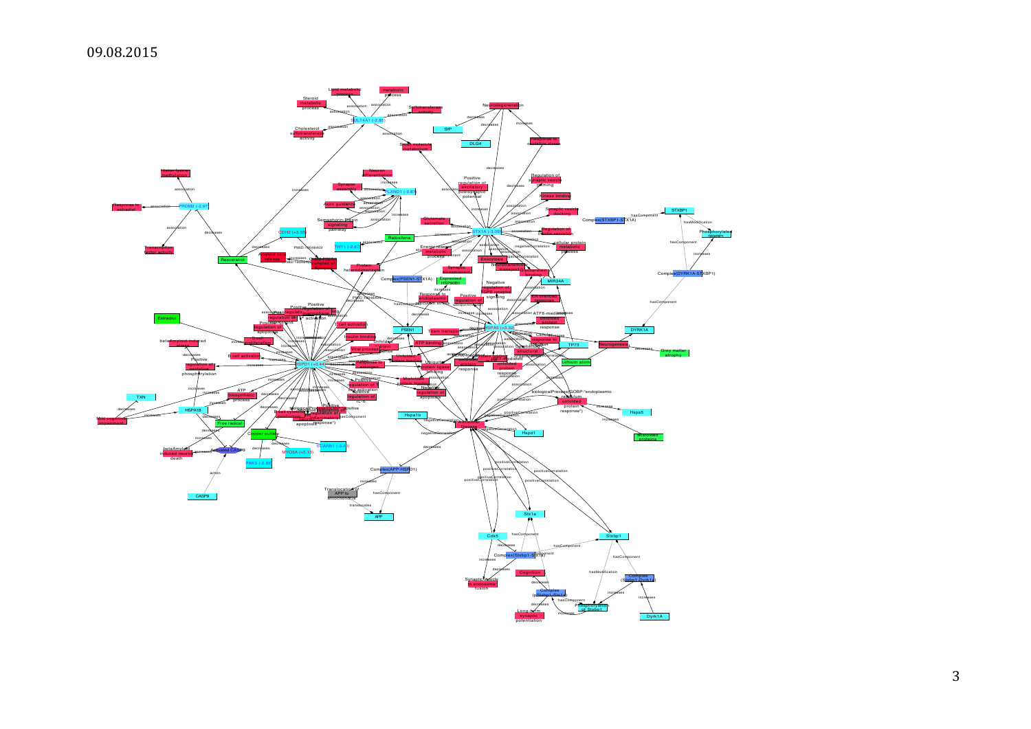09.08.2015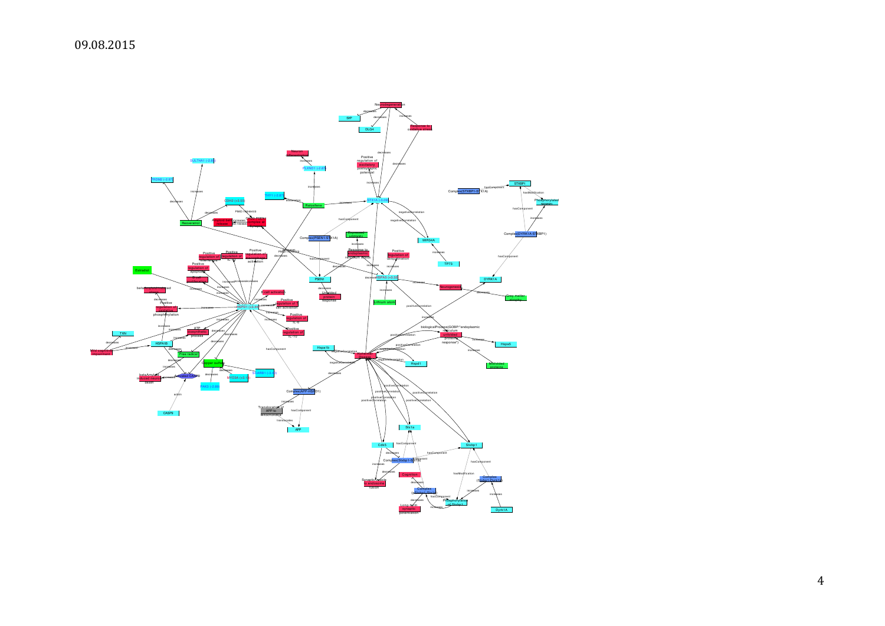09.08.2015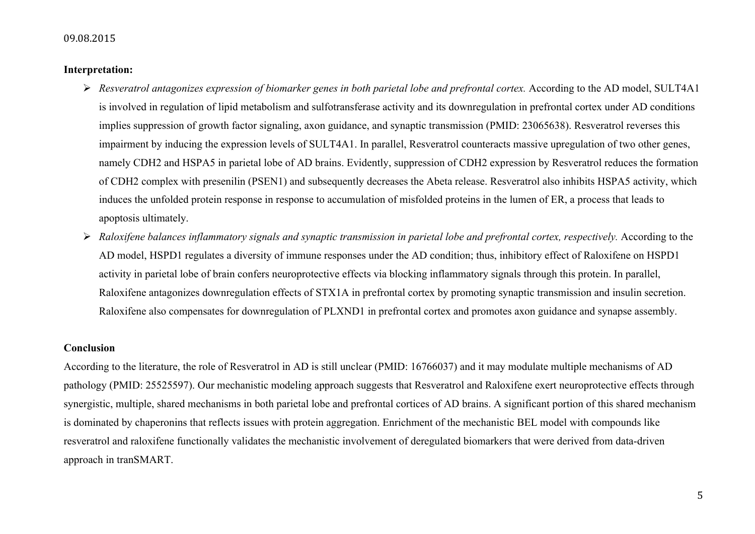09.08.2015

**Interpretation:**

- *Resveratrol antagonizes expression of biomarker genes in both parietal lobe and prefrontal cortex.* According to the AD model, SULT4A1 is involved in regulation of lipid metabolism and sulfotransferase activity and its downregulation in prefrontal cortex under AD conditions implies suppression of growth factor signaling, axon guidance, and synaptic transmission (PMID: 23065638). Resveratrol reverses this impairment by inducing the expression levels of SULT4A1. In parallel, Resveratrol counteracts massive upregulation of two other genes, namely CDH2 and HSPA5 in parietal lobe of AD brains. Evidently, suppression of CDH2 expression by Resveratrol reduces the formation of CDH2 complex with presenilin (PSEN1) and subsequently decreases the Abeta release. Resveratrol also inhibits HSPA5 activity, which induces the unfolded protein response in response to accumulation of misfolded proteins in the lumen of ER, a process that leads to apoptosis ultimately.
- *Raloxifene balances inflammatory signals and synaptic transmission in parietal lobe and prefrontal cortex, respectively.* According to the AD model, HSPD1 regulates a diversity of immune responses under the AD condition; thus, inhibitory effect of Raloxifene on HSPD1 activity in parietal lobe of brain confers neuroprotective effects via blocking inflammatory signals through this protein. In parallel, Raloxifene antagonizes downregulation effects of STX1A in prefrontal cortex by promoting synaptic transmission and insulin secretion. Raloxifene also compensates for downregulation of PLXND1 in prefrontal cortex and promotes axon guidance and synapse assembly.

**Conclusion**

According to the literature, the role of Resveratrol in AD is still unclear (PMID: 16766037) and it may modulate multiple mechanisms of AD pathology (PMID: 25525597). Our mechanistic modeling approach suggests that Resveratrol and Raloxifene exert neuroprotective effects through synergistic, multiple, shared mechanisms in both parietal lobe and prefrontal cortices of AD brains. A significant portion of this shared mechanism is dominated by chaperonins that reflects issues with protein aggregation. Enrichment of the mechanistic BEL model with compounds like resveratrol and raloxifene functionally validates the mechanistic involvement of deregulated biomarkers that were derived from data-driven approach in tranSMART.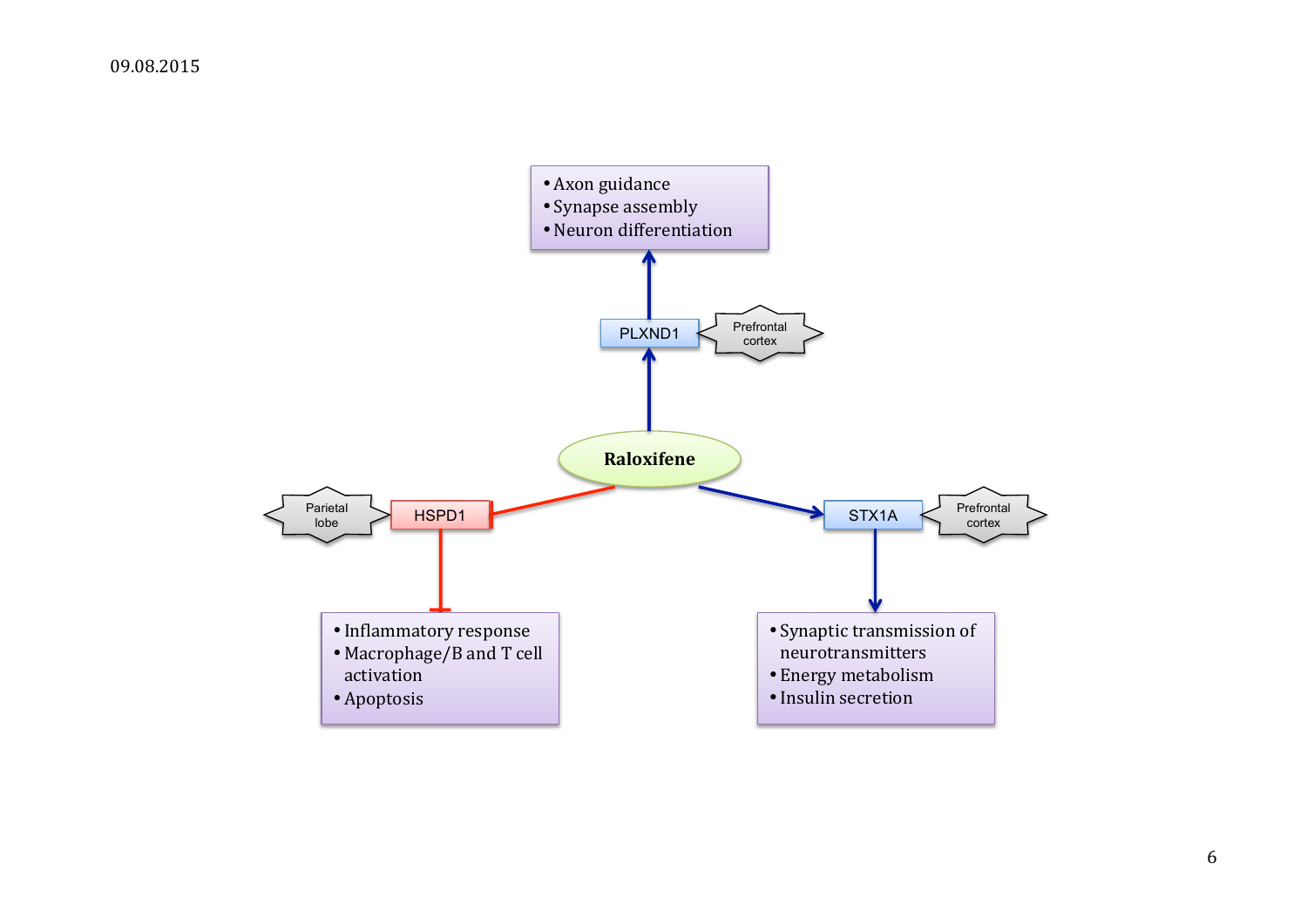09.08.2015

- Axon guidance
- Synapse assembly
- Neuron differentiation

PLXND1 — Prefrontal cortex

Raloxifene

HSPD1 — Parietal lobe

STX1A — Prefrontal cortex

- Inflammatory response
- Macrophage/B and T cell activation
- Apoptosis

- Synaptic transmission of neurotransmitters
- Energy metabolism
- Insulin secretion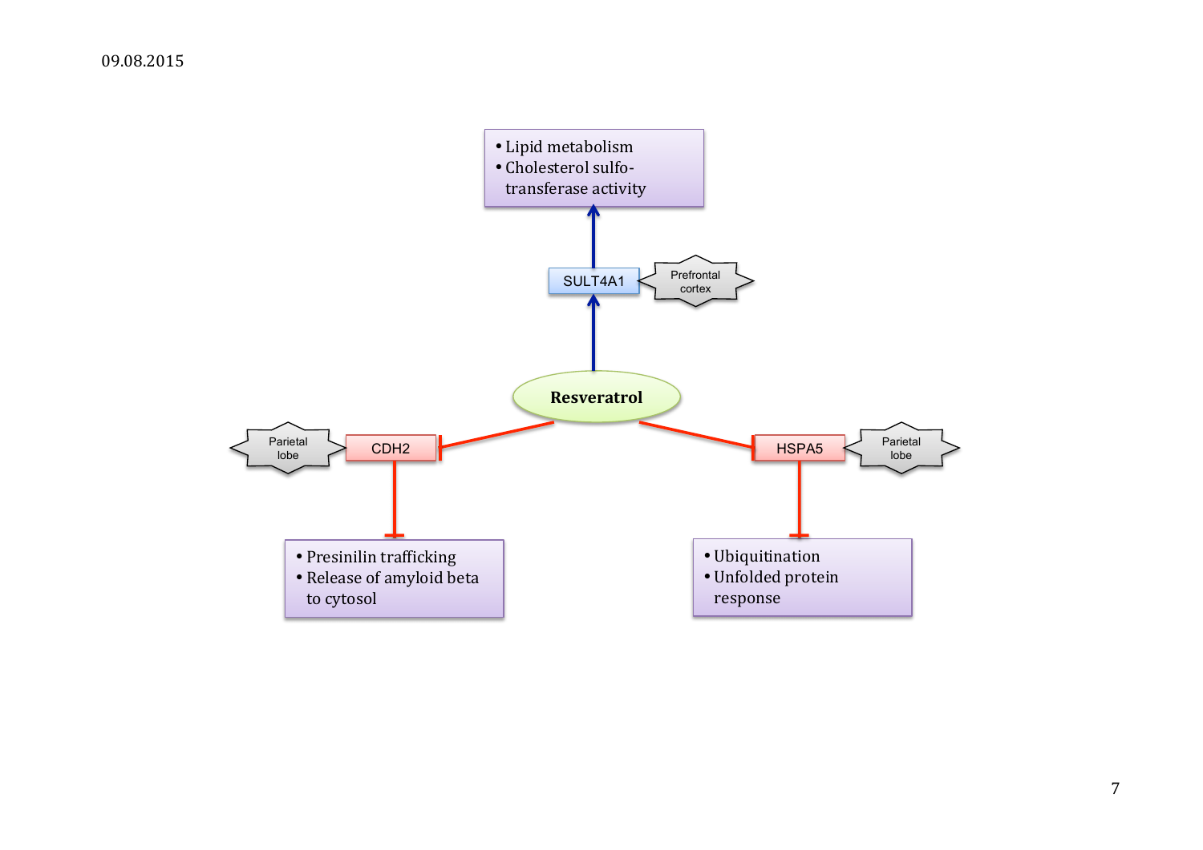09.08.2015

- Lipid metabolism
- Cholesterol sulfo-transferase activity

SULT4A1

Prefrontal cortex

Resveratrol

Parietal lobe

CDH2

HSPA5

Parietal lobe

- Presinilin trafficking
- Release of amyloid beta to cytosol

- Ubiquitination
- Unfolded protein response